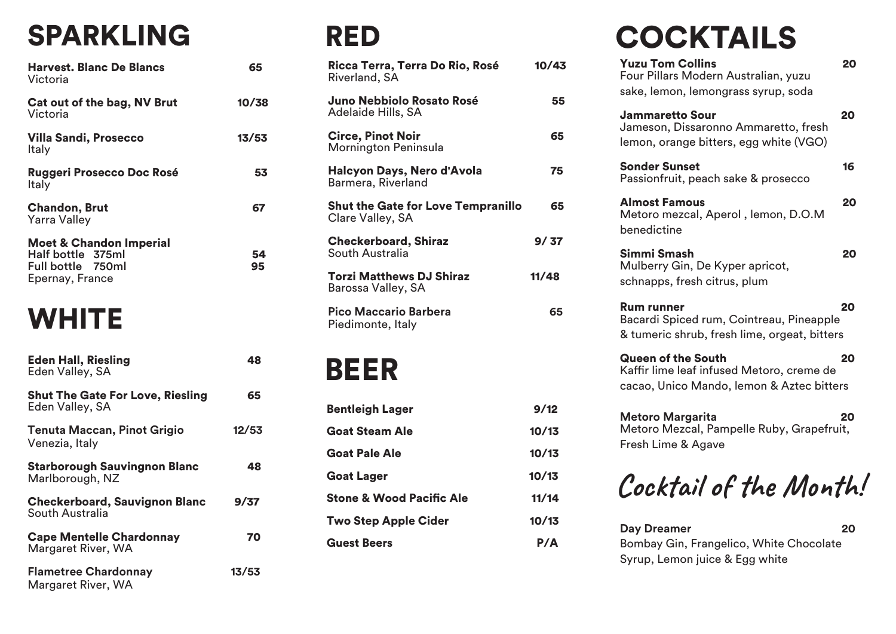# SPARKLING

**Harvest. Blanc De Blancs** 65
Victoria

**Cat out of the bag, NV Brut** 10/38
Victoria

**Villa Sandi, Prosecco** 13/53
Italy

**Ruggeri Prosecco Doc Rosé** 53
Italy

**Chandon, Brut** 67
Yarra Valley

**Moet & Chandon Imperial**
**Half bottle 375ml** 54
**Full bottle 750ml** 95
Epernay, France

# WHITE

**Eden Hall, Riesling** 48
Eden Valley, SA

**Shut The Gate For Love, Riesling** 65
Eden Valley, SA

**Tenuta Maccan, Pinot Grigio** 12/53
Venezia, Italy

**Starborough Sauvingnon Blanc** 48
Marlborough, NZ

**Checkerboard, Sauvignon Blanc** 9/37
South Australia

**Cape Mentelle Chardonnay** 70
Margaret River, WA

**Flametree Chardonnay** 13/53
Margaret River, WA

# RED

**Ricca Terra, Terra Do Rio, Rosé** 10/43
Riverland, SA

**Juno Nebbiolo Rosato Rosé** 55
Adelaide Hills, SA

**Circe, Pinot Noir** 65
Mornington Peninsula

**Halcyon Days, Nero d'Avola** 75
Barmera, Riverland

**Shut the Gate for Love Tempranillo** 65
Clare Valley, SA

**Checkerboard, Shiraz** 9/ 37
South Australia

**Torzi Matthews DJ Shiraz** 11/48
Barossa Valley, SA

**Pico Maccario Barbera** 65
Piedimonte, Italy

# BEER

**Bentleigh Lager** 9/12

**Goat Steam Ale** 10/13

**Goat Pale Ale** 10/13

**Goat Lager** 10/13

**Stone & Wood Pacific Ale** 11/14

**Two Step Apple Cider** 10/13

**Guest Beers** P/A

# COCKTAILS

**Yuzu Tom Collins** 20
Four Pillars Modern Australian, yuzu sake, lemon, lemongrass syrup, soda

**Jammaretto Sour** 20
Jameson, Dissaronno Ammaretto, fresh lemon, orange bitters, egg white (VGO)

**Sonder Sunset** 16
Passionfruit, peach sake & prosecco

**Almost Famous** 20
Metoro mezcal, Aperol , lemon, D.O.M benedictine

**Simmi Smash** 20
Mulberry Gin, De Kyper apricot, schnapps, fresh citrus, plum

**Rum runner** 20
Bacardi Spiced rum, Cointreau, Pineapple & tumeric shrub, fresh lime, orgeat, bitters

**Queen of the South** 20
Kaffir lime leaf infused Metoro, creme de cacao, Unico Mando, lemon & Aztec bitters

**Metoro Margarita** 20
Metoro Mezcal, Pampelle Ruby, Grapefruit, Fresh Lime & Agave

## *Cocktail of the Month!*

**Day Dreamer** 20
Bombay Gin, Frangelico, White Chocolate Syrup, Lemon juice & Egg white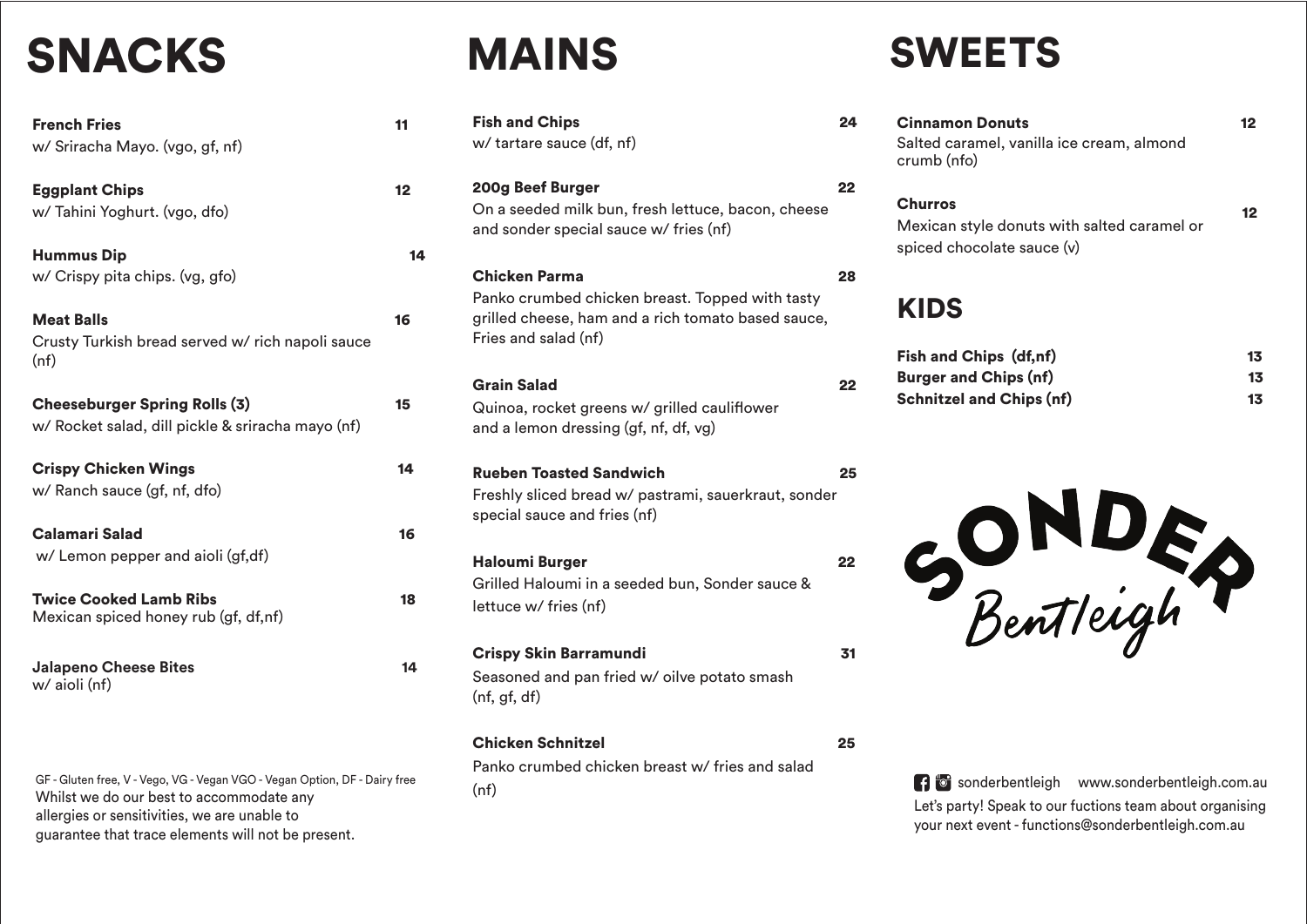# SNACKS

**French Fries** 11
w/ Sriracha Mayo. (vgo, gf, nf)

**Eggplant Chips** 12
w/ Tahini Yoghurt. (vgo, dfo)

**Hummus Dip** 14
w/ Crispy pita chips. (vg, gfo)

**Meat Balls** 16
Crusty Turkish bread served w/ rich napoli sauce (nf)

**Cheeseburger Spring Rolls (3)** 15
w/ Rocket salad, dill pickle & sriracha mayo (nf)

**Crispy Chicken Wings** 14
w/ Ranch sauce (gf, nf, dfo)

**Calamari Salad** 16
w/ Lemon pepper and aioli (gf,df)

**Twice Cooked Lamb Ribs** 18
Mexican spiced honey rub (gf, df,nf)

**Jalapeno Cheese Bites** 14
w/ aioli (nf)

GF - Gluten free, V - Vego, VG - Vegan VGO - Vegan Option, DF - Dairy free
Whilst we do our best to accommodate any allergies or sensitivities, we are unable to guarantee that trace elements will not be present.

# MAINS

**Fish and Chips** 24
w/ tartare sauce (df, nf)

**200g Beef Burger** 22
On a seeded milk bun, fresh lettuce, bacon, cheese and sonder special sauce w/ fries (nf)

**Chicken Parma** 28
Panko crumbed chicken breast. Topped with tasty grilled cheese, ham and a rich tomato based sauce, Fries and salad (nf)

**Grain Salad** 22
Quinoa, rocket greens w/ grilled cauliflower and a lemon dressing (gf, nf, df, vg)

**Rueben Toasted Sandwich** 25
Freshly sliced bread w/ pastrami, sauerkraut, sonder special sauce and fries (nf)

**Haloumi Burger** 22
Grilled Haloumi in a seeded bun, Sonder sauce & lettuce w/ fries (nf)

**Crispy Skin Barramundi** 31
Seasoned and pan fried w/ oilve potato smash (nf, gf, df)

**Chicken Schnitzel** 25
Panko crumbed chicken breast w/ fries and salad (nf)

# SWEETS

**Cinnamon Donuts** 12
Salted caramel, vanilla ice cream, almond crumb (nfo)

**Churros** 12
Mexican style donuts with salted caramel or spiced chocolate sauce (v)

## KIDS

**Fish and Chips (df,nf)** 13
**Burger and Chips (nf)** 13
**Schnitzel and Chips (nf)** 13

SONDER Bentleigh

sonderbentleigh www.sonderbentleigh.com.au
Let's party! Speak to our fuctions team about organising your next event - functions@sonderbentleigh.com.au